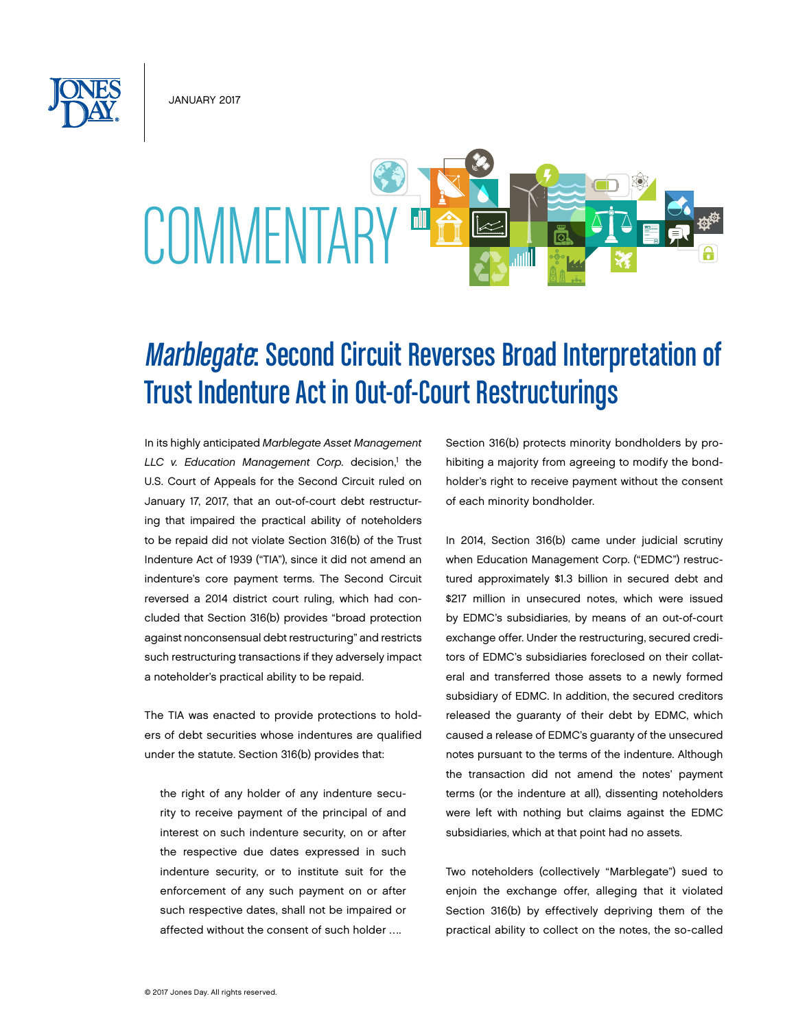JANUARY 2017

COMMENTARY

# *Marblegate*: Second Circuit Reverses Broad Interpretation of Trust Indenture Act in Out-of-Court Restructurings

In its highly anticipated *Marblegate Asset Management LLC v. Education Management Corp.* decision,[1] the U.S. Court of Appeals for the Second Circuit ruled on January 17, 2017, that an out-of-court debt restructuring that impaired the practical ability of noteholders to be repaid did not violate Section 316(b) of the Trust Indenture Act of 1939 ("TIA"), since it did not amend an indenture's core payment terms. The Second Circuit reversed a 2014 district court ruling, which had concluded that Section 316(b) provides "broad protection against nonconsensual debt restructuring" and restricts such restructuring transactions if they adversely impact a noteholder's practical ability to be repaid.

The TIA was enacted to provide protections to holders of debt securities whose indentures are qualified under the statute. Section 316(b) provides that:

> the right of any holder of any indenture security to receive payment of the principal of and interest on such indenture security, on or after the respective due dates expressed in such indenture security, or to institute suit for the enforcement of any such payment on or after such respective dates, shall not be impaired or affected without the consent of such holder ….

Section 316(b) protects minority bondholders by prohibiting a majority from agreeing to modify the bondholder's right to receive payment without the consent of each minority bondholder.

In 2014, Section 316(b) came under judicial scrutiny when Education Management Corp. ("EDMC") restructured approximately $1.3 billion in secured debt and $217 million in unsecured notes, which were issued by EDMC's subsidiaries, by means of an out-of-court exchange offer. Under the restructuring, secured creditors of EDMC's subsidiaries foreclosed on their collateral and transferred those assets to a newly formed subsidiary of EDMC. In addition, the secured creditors released the guaranty of their debt by EDMC, which caused a release of EDMC's guaranty of the unsecured notes pursuant to the terms of the indenture. Although the transaction did not amend the notes' payment terms (or the indenture at all), dissenting noteholders were left with nothing but claims against the EDMC subsidiaries, which at that point had no assets.

Two noteholders (collectively "Marblegate") sued to enjoin the exchange offer, alleging that it violated Section 316(b) by effectively depriving them of the practical ability to collect on the notes, the so-called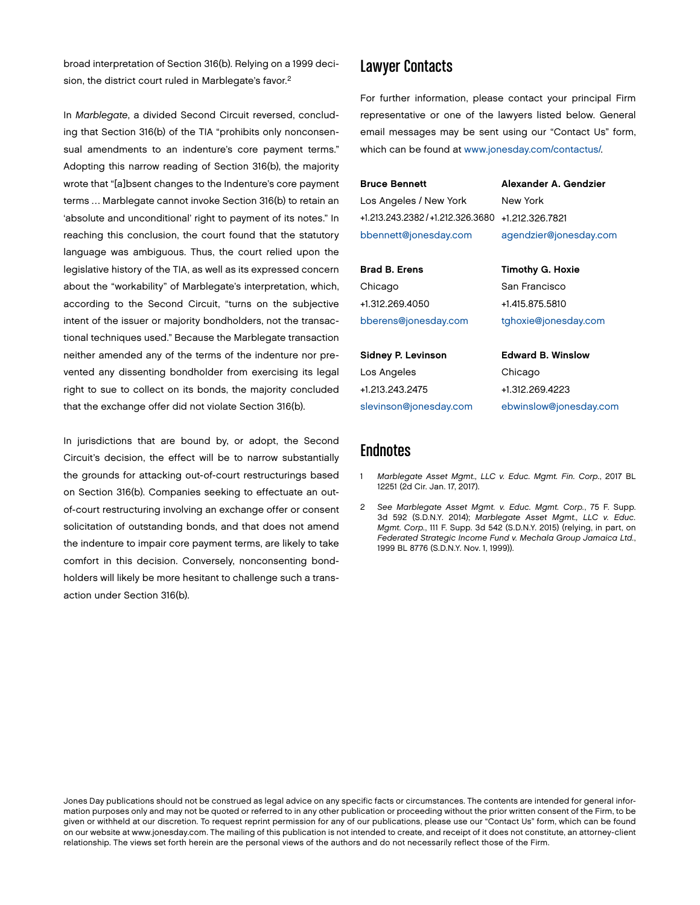broad interpretation of Section 316(b). Relying on a 1999 decision, the district court ruled in Marblegate's favor.[2]

In *Marblegate*, a divided Second Circuit reversed, concluding that Section 316(b) of the TIA "prohibits only nonconsensual amendments to an indenture's core payment terms." Adopting this narrow reading of Section 316(b), the majority wrote that "[a]bsent changes to the Indenture's core payment terms … Marblegate cannot invoke Section 316(b) to retain an 'absolute and unconditional' right to payment of its notes." In reaching this conclusion, the court found that the statutory language was ambiguous. Thus, the court relied upon the legislative history of the TIA, as well as its expressed concern about the "workability" of Marblegate's interpretation, which, according to the Second Circuit, "turns on the subjective intent of the issuer or majority bondholders, not the transactional techniques used." Because the Marblegate transaction neither amended any of the terms of the indenture nor prevented any dissenting bondholder from exercising its legal right to sue to collect on its bonds, the majority concluded that the exchange offer did not violate Section 316(b).

In jurisdictions that are bound by, or adopt, the Second Circuit's decision, the effect will be to narrow substantially the grounds for attacking out-of-court restructurings based on Section 316(b). Companies seeking to effectuate an out-of-court restructuring involving an exchange offer or consent solicitation of outstanding bonds, and that does not amend the indenture to impair core payment terms, are likely to take comfort in this decision. Conversely, nonconsenting bondholders will likely be more hesitant to challenge such a transaction under Section 316(b).

## Lawyer Contacts

For further information, please contact your principal Firm representative or one of the lawyers listed below. General email messages may be sent using our "Contact Us" form, which can be found at www.jonesday.com/contactus/.

**Bruce Bennett**
Los Angeles / New York
+1.213.243.2382 / +1.212.326.3680
bbennett@jonesday.com

**Alexander A. Gendzier**
New York
+1.212.326.7821
agendzier@jonesday.com

**Brad B. Erens**
Chicago
+1.312.269.4050
bberens@jonesday.com

**Timothy G. Hoxie**
San Francisco
+1.415.875.5810
tghoxie@jonesday.com

**Sidney P. Levinson**
Los Angeles
+1.213.243.2475
slevinson@jonesday.com

**Edward B. Winslow**
Chicago
+1.312.269.4223
ebwinslow@jonesday.com

## Endnotes

1 *Marblegate Asset Mgmt., LLC v. Educ. Mgmt. Fin. Corp.*, 2017 BL 12251 (2d Cir. Jan. 17, 2017).

2 *See Marblegate Asset Mgmt. v. Educ. Mgmt. Corp.*, 75 F. Supp. 3d 592 (S.D.N.Y. 2014); *Marblegate Asset Mgmt., LLC v. Educ. Mgmt. Corp.*, 111 F. Supp. 3d 542 (S.D.N.Y. 2015) (relying, in part, on *Federated Strategic Income Fund v. Mechala Group Jamaica Ltd.*, 1999 BL 8776 (S.D.N.Y. Nov. 1, 1999)).

Jones Day publications should not be construed as legal advice on any specific facts or circumstances. The contents are intended for general information purposes only and may not be quoted or referred to in any other publication or proceeding without the prior written consent of the Firm, to be given or withheld at our discretion. To request reprint permission for any of our publications, please use our "Contact Us" form, which can be found on our website at www.jonesday.com. The mailing of this publication is not intended to create, and receipt of it does not constitute, an attorney-client relationship. The views set forth herein are the personal views of the authors and do not necessarily reflect those of the Firm.